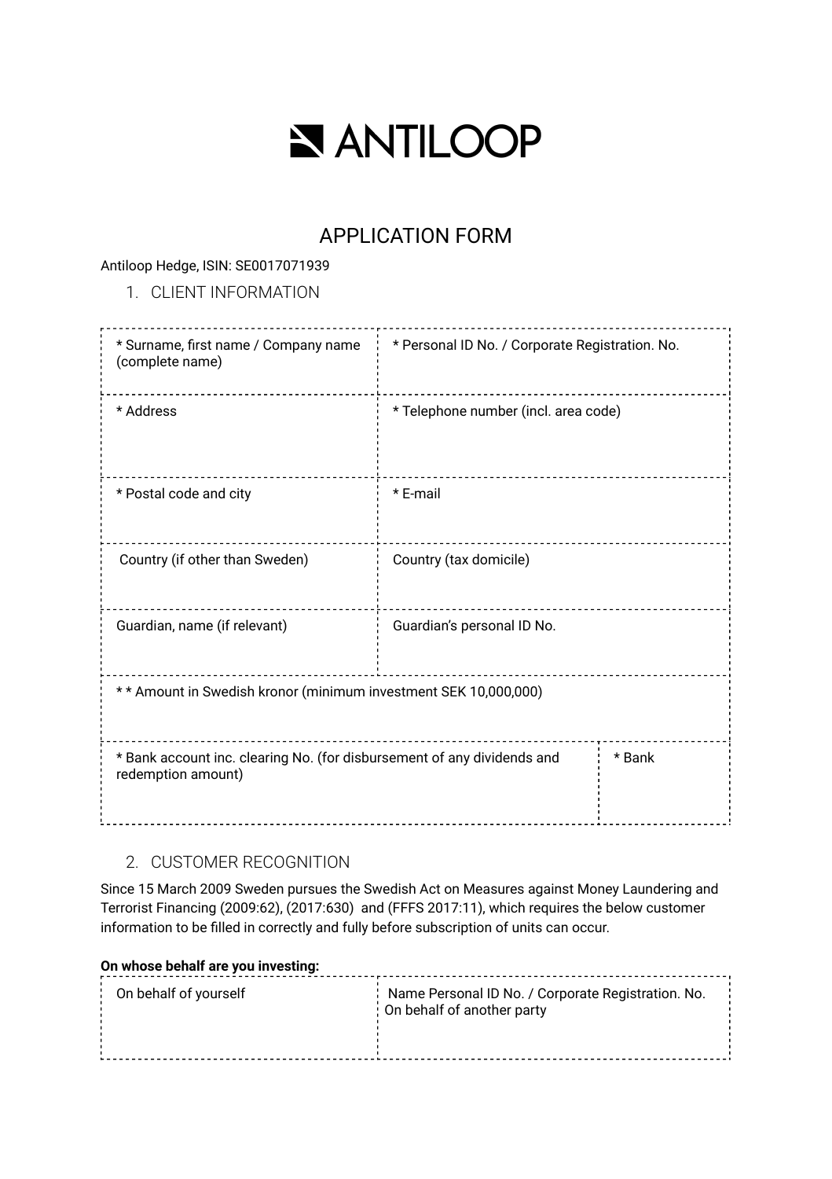# ANTILOOP

## APPLICATION FORM

Antiloop Hedge, ISIN: SE0017071939

### 1. CLIENT INFORMATION

| * Surname, first name / Company name (complete name) | * Personal ID No. / Corporate Registration. No. | |
|---|---|---|
| * Address | * Telephone number (incl. area code) | |
| * Postal code and city | * E-mail | |
| Country (if other than Sweden) | Country (tax domicile) | |
| Guardian, name (if relevant) | Guardian's personal ID No. | |
| * * Amount in Swedish kronor (minimum investment SEK 10,000,000) | | |
| * Bank account inc. clearing No. (for disbursement of any dividends and redemption amount) | | * Bank |

### 2. CUSTOMER RECOGNITION

Since 15 March 2009 Sweden pursues the Swedish Act on Measures against Money Laundering and Terrorist Financing (2009:62), (2017:630) and (FFFS 2017:11), which requires the below customer information to be filled in correctly and fully before subscription of units can occur.

**On whose behalf are you investing:**

| On behalf of yourself | Name Personal ID No. / Corporate Registration. No. On behalf of another party |
|---|---|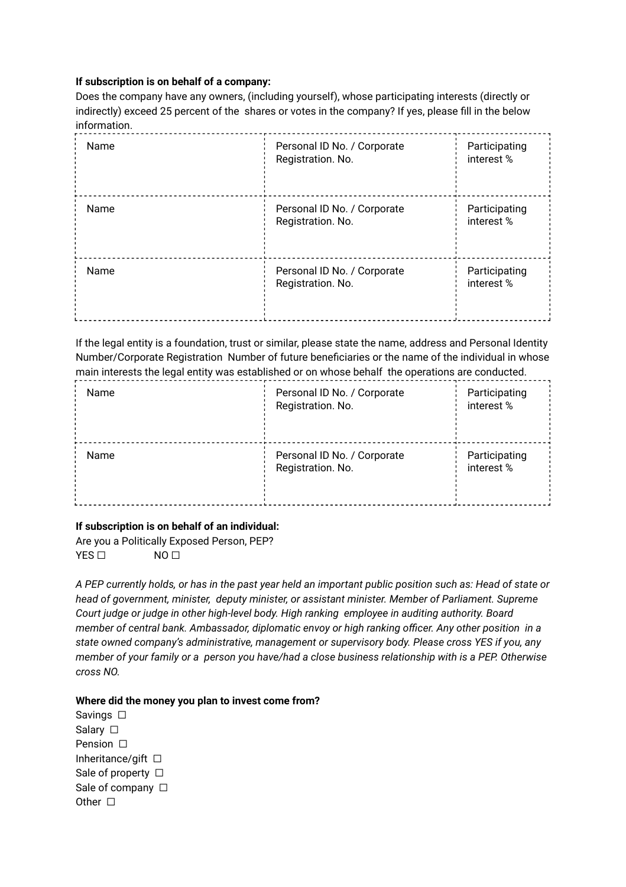**If subscription is on behalf of a company:**

Does the company have any owners, (including yourself), whose participating interests (directly or indirectly) exceed 25 percent of the shares or votes in the company? If yes, please fill in the below information.

| Name | Personal ID No. / Corporate Registration. No. | Participating interest % |
|---|---|---|
| Name | Personal ID No. / Corporate Registration. No. | Participating interest % |
| Name | Personal ID No. / Corporate Registration. No. | Participating interest % |

If the legal entity is a foundation, trust or similar, please state the name, address and Personal Identity Number/Corporate Registration Number of future beneficiaries or the name of the individual in whose main interests the legal entity was established or on whose behalf the operations are conducted.

| Name | Personal ID No. / Corporate Registration. No. | Participating interest % |
|---|---|---|
| Name | Personal ID No. / Corporate Registration. No. | Participating interest % |

**If subscription is on behalf of an individual:**

Are you a Politically Exposed Person, PEP?

YES ☐ NO ☐

*A PEP currently holds, or has in the past year held an important public position such as: Head of state or head of government, minister, deputy minister, or assistant minister. Member of Parliament. Supreme Court judge or judge in other high-level body. High ranking employee in auditing authority. Board member of central bank. Ambassador, diplomatic envoy or high ranking officer. Any other position in a state owned company's administrative, management or supervisory body. Please cross YES if you, any member of your family or a person you have/had a close business relationship with is a PEP. Otherwise cross NO.*

**Where did the money you plan to invest come from?**

Savings ☐
Salary ☐
Pension ☐
Inheritance/gift ☐
Sale of property ☐
Sale of company ☐
Other ☐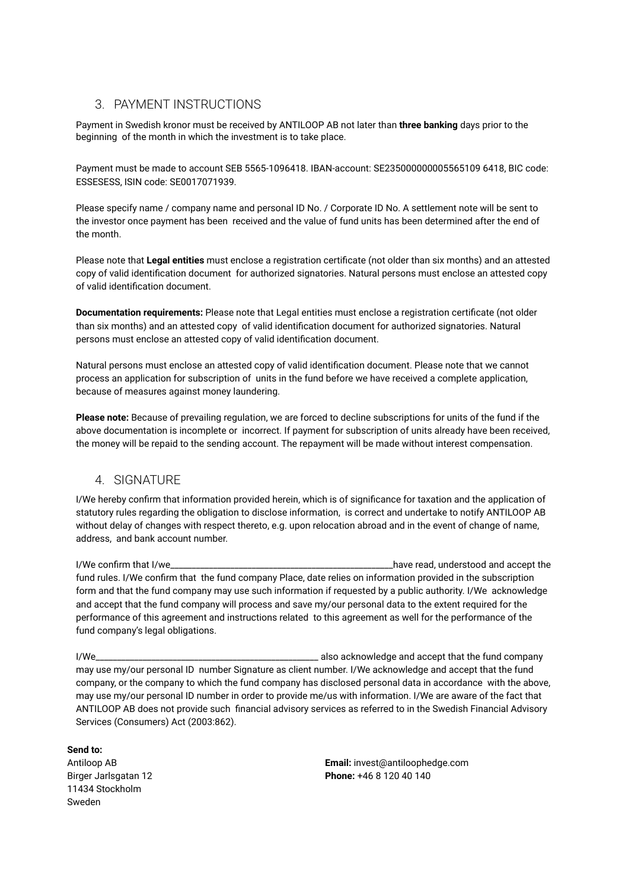## 3. PAYMENT INSTRUCTIONS

Payment in Swedish kronor must be received by ANTILOOP AB not later than **three banking** days prior to the beginning of the month in which the investment is to take place.

Payment must be made to account SEB 5565-1096418. IBAN-account: SE235000000005565109 6418, BIC code: ESSESESS, ISIN code: SE0017071939.

Please specify name / company name and personal ID No. / Corporate ID No. A settlement note will be sent to the investor once payment has been received and the value of fund units has been determined after the end of the month.

Please note that **Legal entities** must enclose a registration certificate (not older than six months) and an attested copy of valid identification document for authorized signatories. Natural persons must enclose an attested copy of valid identification document.

**Documentation requirements:** Please note that Legal entities must enclose a registration certificate (not older than six months) and an attested copy of valid identification document for authorized signatories. Natural persons must enclose an attested copy of valid identification document.

Natural persons must enclose an attested copy of valid identification document. Please note that we cannot process an application for subscription of units in the fund before we have received a complete application, because of measures against money laundering.

**Please note:** Because of prevailing regulation, we are forced to decline subscriptions for units of the fund if the above documentation is incomplete or incorrect. If payment for subscription of units already have been received, the money will be repaid to the sending account. The repayment will be made without interest compensation.

## 4. SIGNATURE

I/We hereby confirm that information provided herein, which is of significance for taxation and the application of statutory rules regarding the obligation to disclose information, is correct and undertake to notify ANTILOOP AB without delay of changes with respect thereto, e.g. upon relocation abroad and in the event of change of name, address, and bank account number.

I/We confirm that I/we_______________________________________________have read, understood and accept the fund rules. I/We confirm that the fund company Place, date relies on information provided in the subscription form and that the fund company may use such information if requested by a public authority. I/We acknowledge and accept that the fund company will process and save my/our personal data to the extent required for the performance of this agreement and instructions related to this agreement as well for the performance of the fund company's legal obligations.

I/We_______________________________________________ also acknowledge and accept that the fund company may use my/our personal ID number Signature as client number. I/We acknowledge and accept that the fund company, or the company to which the fund company has disclosed personal data in accordance with the above, may use my/our personal ID number in order to provide me/us with information. I/We are aware of the fact that ANTILOOP AB does not provide such financial advisory services as referred to in the Swedish Financial Advisory Services (Consumers) Act (2003:862).

**Send to:**
Antiloop AB
Birger Jarlsgatan 12
11434 Stockholm
Sweden

**Email:** invest@antiloophedge.com
**Phone:** +46 8 120 40 140